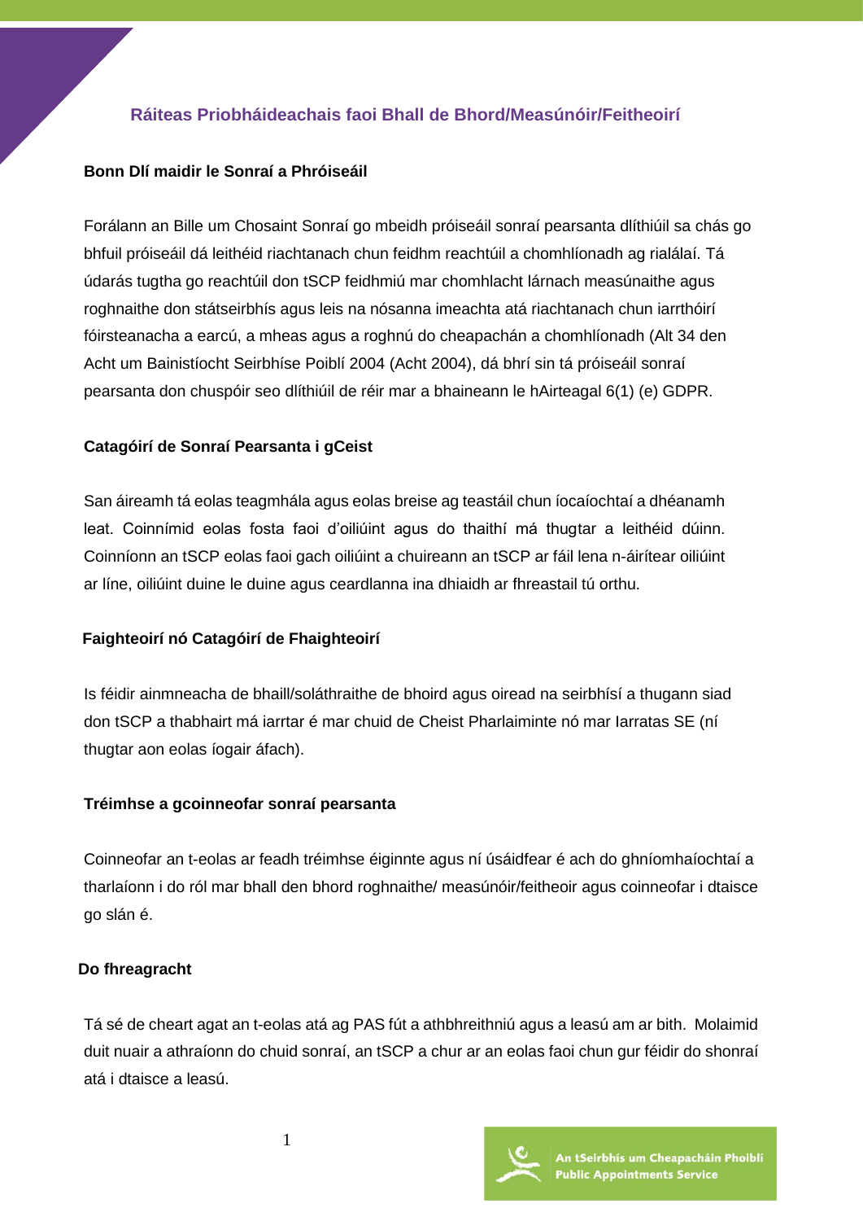## Ráiteas Priobháideachais faoi Bhall de Bhord/Measúnóir/Feitheoirí

**Bonn Dlí maidir le Sonraí a Phróiseáil**

Forálann an Bille um Chosaint Sonraí go mbeidh próiseáil sonraí pearsanta dlíthiúil sa chás go bhfuil próiseáil dá leithéid riachtanach chun feidhm reachtúil a chomhlíonadh ag rialálaí. Tá údarás tugtha go reachtúil don tSCP feidhmiú mar chomhlacht lárnach measúnaithe agus roghnaithe don státseirbhís agus leis na nósanna imeachta atá riachtanach chun iarrthóirí fóirsteanacha a earcú, a mheas agus a roghnú do cheapachán a chomhlíonadh (Alt 34 den Acht um Bainistíocht Seirbhíse Poiblí 2004 (Acht 2004), dá bhrí sin tá próiseáil sonraí pearsanta don chuspóir seo dlíthiúil de réir mar a bhaineann le hAirteagal 6(1) (e) GDPR.

**Catagóirí de Sonraí Pearsanta i gCeist**

San áireamh tá eolas teagmhála agus eolas breise ag teastáil chun íocaíochtaí a dhéanamh leat. Coinnímid eolas fosta faoi d'oiliúint agus do thaithí má thugtar a leithéid dúinn. Coinníonn an tSCP eolas faoi gach oiliúint a chuireann an tSCP ar fáil lena n-áirítear oiliúint ar líne, oiliúint duine le duine agus ceardlanna ina dhiaidh ar fhreastail tú orthu.

**Faighteoirí nó Catagóirí de Fhaighteoirí**

Is féidir ainmneacha de bhaill/soláthraithe de bhoird agus oiread na seirbhísí a thugann siad don tSCP a thabhairt má iarrtar é mar chuid de Cheist Pharlaiminte nó mar Iarratas SE (ní thugtar aon eolas íogair áfach).

**Tréimhse a gcoinneofar sonraí pearsanta**

Coinneofar an t-eolas ar feadh tréimhse éiginnte agus ní úsáidfear é ach do ghníomhaíochtaí a tharlaíonn i do ról mar bhall den bhord roghnaithe/ measúnóir/feitheoir agus coinneofar i dtaisce go slán é.

**Do fhreagracht**

Tá sé de cheart agat an t-eolas atá ag PAS fút a athbhreithniú agus a leasú am ar bith. Molaimid duit nuair a athraíonn do chuid sonraí, an tSCP a chur ar an eolas faoi chun gur féidir do shonraí atá i dtaisce a leasú.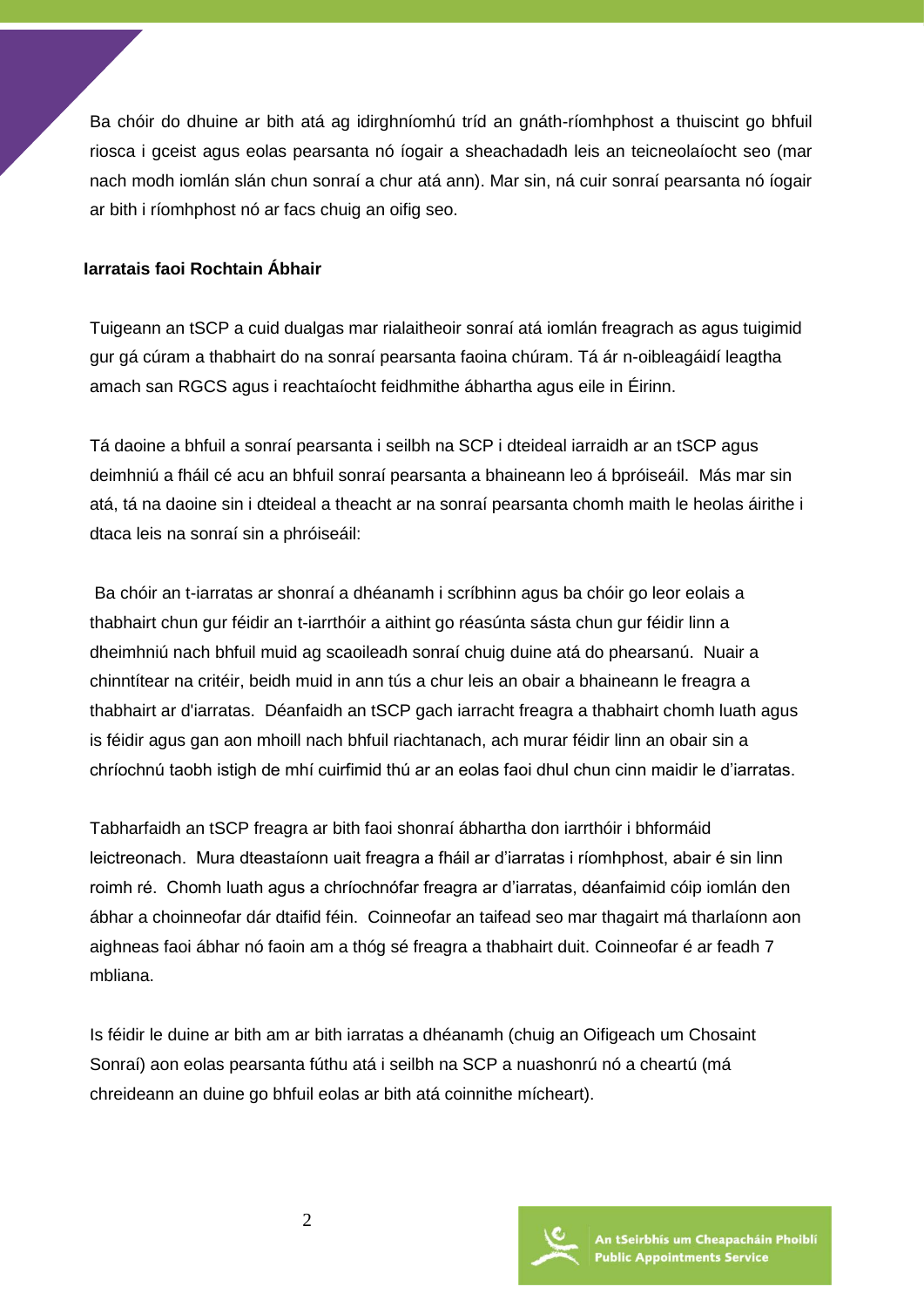Ba chóir do dhuine ar bith atá ag idirghníomhú tríd an gnáth-ríomhphost a thuiscint go bhfuil riosca i gceist agus eolas pearsanta nó íogair a sheachadadh leis an teicneolaíocht seo (mar nach modh iomlán slán chun sonraí a chur atá ann). Mar sin, ná cuir sonraí pearsanta nó íogair ar bith i ríomhphost nó ar facs chuig an oifig seo.

**Iarratais faoi Rochtain Ábhair**

Tuigeann an tSCP a cuid dualgas mar rialaitheoir sonraí atá iomlán freagrach as agus tuigimid gur gá cúram a thabhairt do na sonraí pearsanta faoina chúram. Tá ár n-oibleagáidí leagtha amach san RGCS agus i reachtaíocht feidhmithe ábhartha agus eile in Éirinn.

Tá daoine a bhfuil a sonraí pearsanta i seilbh na SCP i dteideal iarraidh ar an tSCP agus deimhniú a fháil cé acu an bhfuil sonraí pearsanta a bhaineann leo á bpróiseáil. Más mar sin atá, tá na daoine sin i dteideal a theacht ar na sonraí pearsanta chomh maith le heolas áirithe i dtaca leis na sonraí sin a phróiseáil:

Ba chóir an t-iarratas ar shonraí a dhéanamh i scríbhinn agus ba chóir go leor eolais a thabhairt chun gur féidir an t-iarrthóir a aithint go réasúnta sásta chun gur féidir linn a dheimhniú nach bhfuil muid ag scaoileadh sonraí chuig duine atá do phearsanú. Nuair a chinntítear na critéir, beidh muid in ann tús a chur leis an obair a bhaineann le freagra a thabhairt ar d'iarratas. Déanfaidh an tSCP gach iarracht freagra a thabhairt chomh luath agus is féidir agus gan aon mhoill nach bhfuil riachtanach, ach murar féidir linn an obair sin a chríochnú taobh istigh de mhí cuirfimid thú ar an eolas faoi dhul chun cinn maidir le d'iarratas.

Tabharfaidh an tSCP freagra ar bith faoi shonraí ábhartha don iarrthóir i bhformáid leictreonach. Mura dteastaíonn uait freagra a fháil ar d'iarratas i ríomhphost, abair é sin linn roimh ré. Chomh luath agus a chríochnófar freagra ar d'iarratas, déanfaimid cóip iomlán den ábhar a choinneofar dár dtaifid féin. Coinneofar an taifead seo mar thagairt má tharlaíonn aon aighneas faoi ábhar nó faoin am a thóg sé freagra a thabhairt duit. Coinneofar é ar feadh 7 mbliana.

Is féidir le duine ar bith am ar bith iarratas a dhéanamh (chuig an Oifigeach um Chosaint Sonraí) aon eolas pearsanta fúthu atá i seilbh na SCP a nuashonrú nó a cheartú (má chreideann an duine go bhfuil eolas ar bith atá coinnithe mícheart).